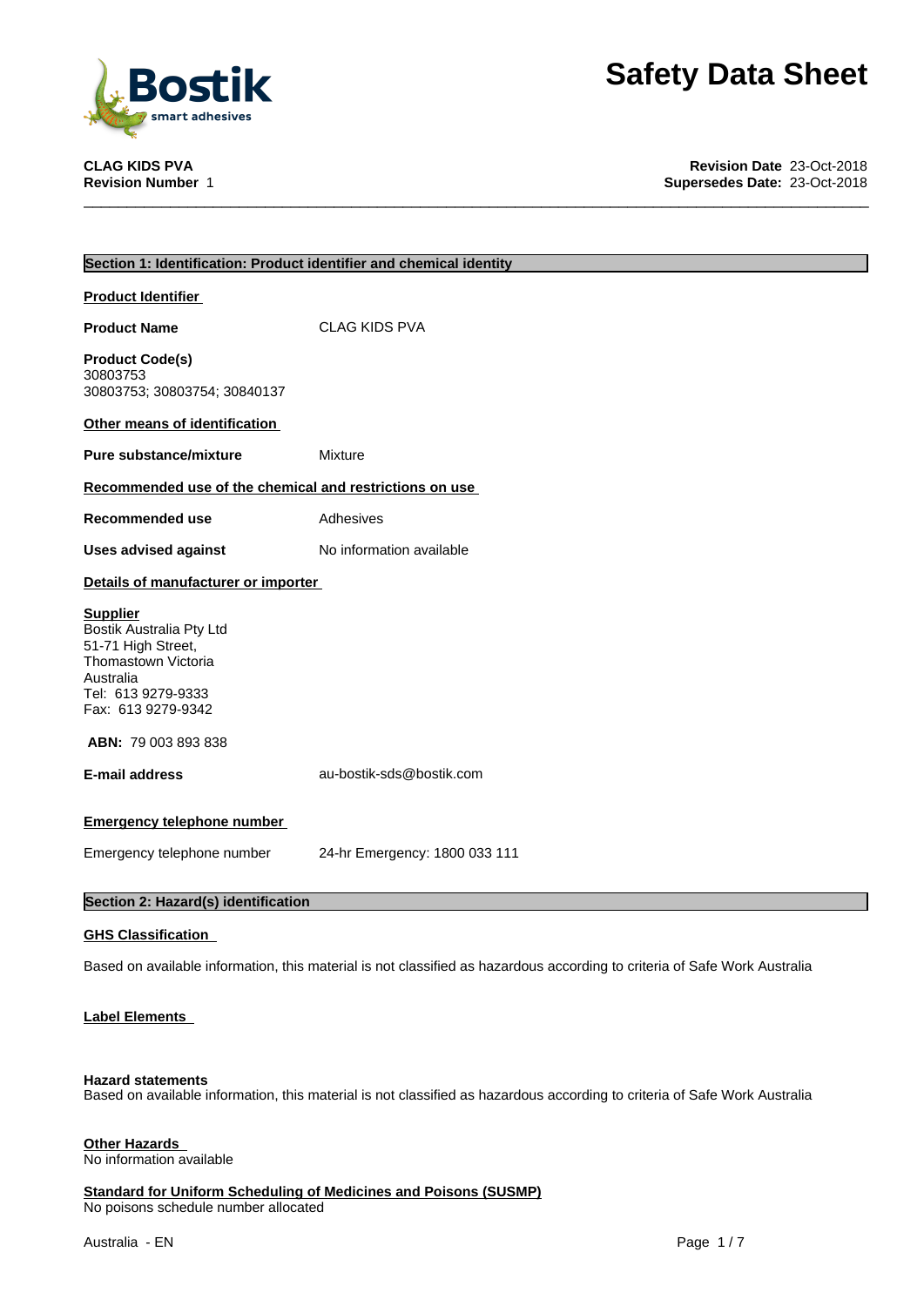# Safety Data Sheet

**CLAG KIDS PVA**
**Revision Number** 1

**Revision Date** 23-Oct-2018
**Supersedes Date:** 23-Oct-2018

## Section 1: Identification: Product identifier and chemical identity

### Product Identifier

**Product Name** CLAG KIDS PVA

**Product Code(s)**
30803753
30803753; 30803754; 30840137

### Other means of identification

**Pure substance/mixture** Mixture

### Recommended use of the chemical and restrictions on use

**Recommended use** Adhesives

**Uses advised against** No information available

### Details of manufacturer or importer

**Supplier**
Bostik Australia Pty Ltd
51-71 High Street,
Thomastown Victoria
Australia
Tel: 613 9279-9333
Fax: 613 9279-9342

**ABN:** 79 003 893 838

**E-mail address** au-bostik-sds@bostik.com

### Emergency telephone number

Emergency telephone number 24-hr Emergency: 1800 033 111

## Section 2: Hazard(s) identification

### GHS Classification

Based on available information, this material is not classified as hazardous according to criteria of Safe Work Australia

### Label Elements

**Hazard statements**
Based on available information, this material is not classified as hazardous according to criteria of Safe Work Australia

### Other Hazards

No information available

### Standard for Uniform Scheduling of Medicines and Poisons (SUSMP)

No poisons schedule number allocated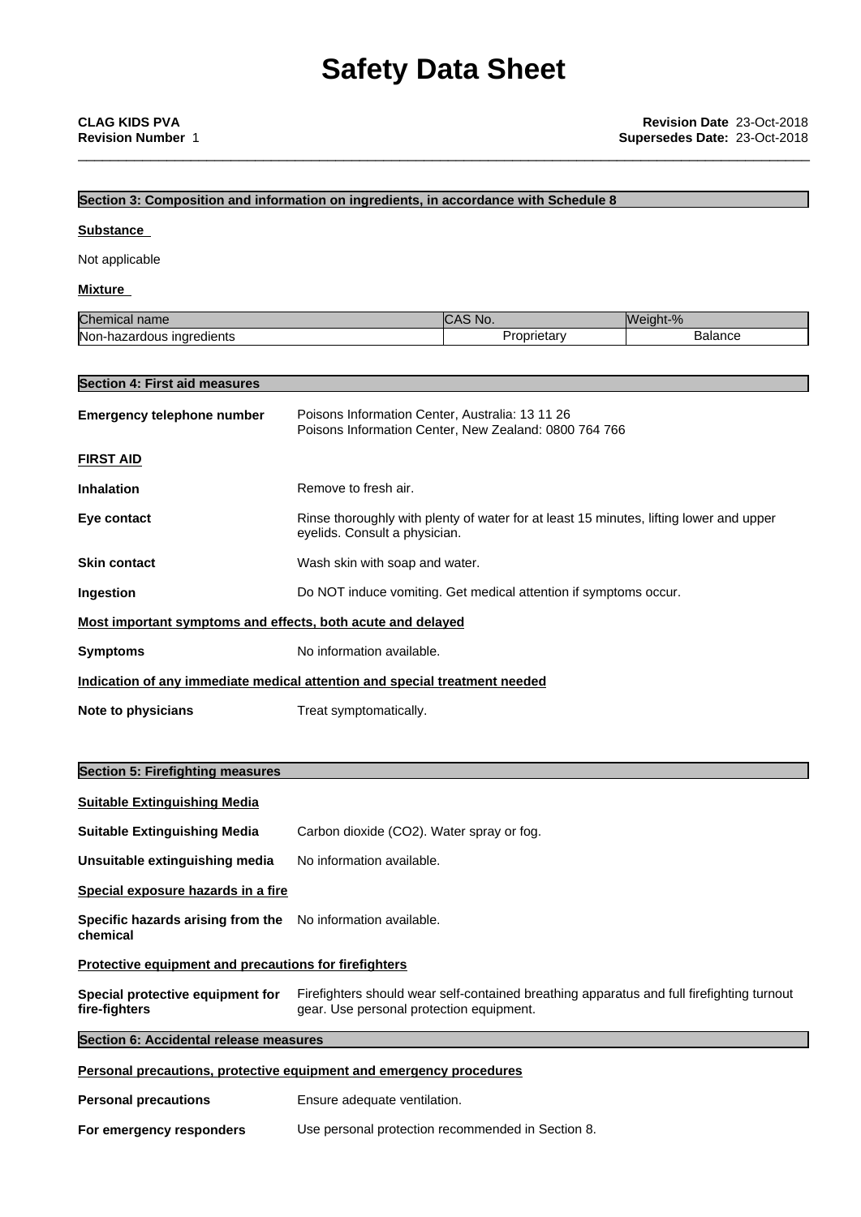# Safety Data Sheet

**CLAG KIDS PVA**
**Revision Number** 1

**Revision Date** 23-Oct-2018
**Supersedes Date:** 23-Oct-2018

## Section 3: Composition and information on ingredients, in accordance with Schedule 8

**Substance**

Not applicable

**Mixture**

| Chemical name | CAS No. | Weight-% |
|---|---|---|
| Non-hazardous ingredients | Proprietary | Balance |

## Section 4: First aid measures

**Emergency telephone number** Poisons Information Center, Australia: 13 11 26
Poisons Information Center, New Zealand: 0800 764 766

**FIRST AID**

**Inhalation** Remove to fresh air.

**Eye contact** Rinse thoroughly with plenty of water for at least 15 minutes, lifting lower and upper eyelids. Consult a physician.

**Skin contact** Wash skin with soap and water.

**Ingestion** Do NOT induce vomiting. Get medical attention if symptoms occur.

**Most important symptoms and effects, both acute and delayed**

**Symptoms** No information available.

**Indication of any immediate medical attention and special treatment needed**

**Note to physicians** Treat symptomatically.

## Section 5: Firefighting measures

**Suitable Extinguishing Media**

**Suitable Extinguishing Media** Carbon dioxide ($CO_2$). Water spray or fog.

**Unsuitable extinguishing media** No information available.

**Special exposure hazards in a fire**

**Specific hazards arising from the chemical** No information available.

**Protective equipment and precautions for firefighters**

**Special protective equipment for fire-fighters** Firefighters should wear self-contained breathing apparatus and full firefighting turnout gear. Use personal protection equipment.

## Section 6: Accidental release measures

**Personal precautions, protective equipment and emergency procedures**

**Personal precautions** Ensure adequate ventilation.

**For emergency responders** Use personal protection recommended in Section 8.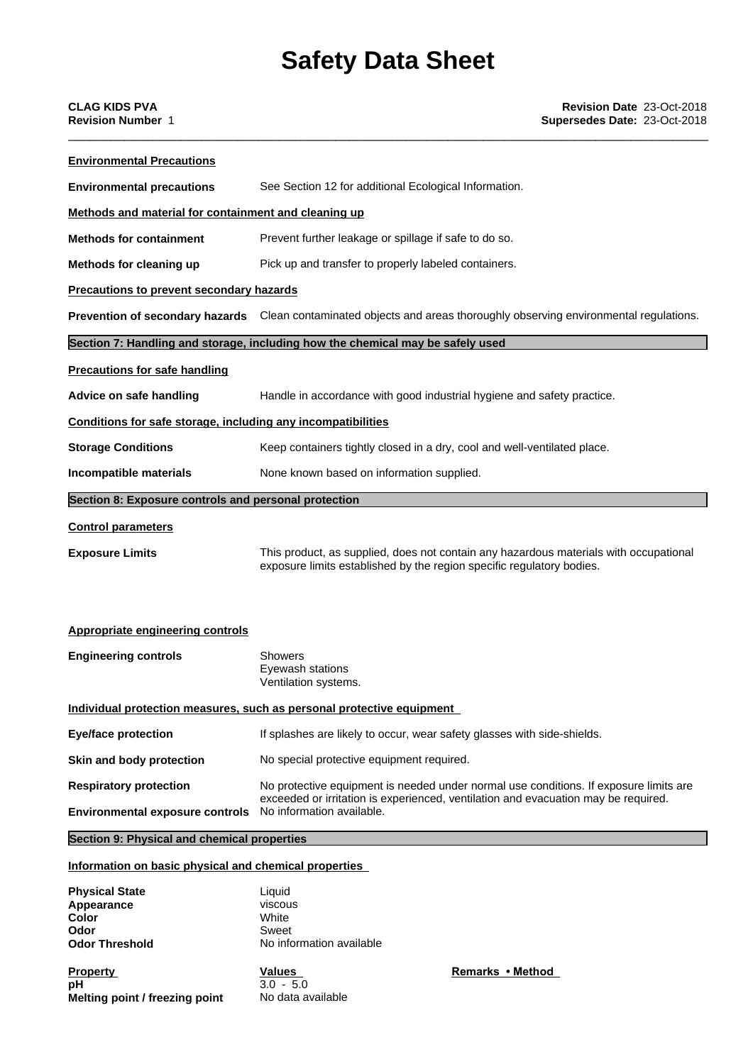# Safety Data Sheet

**CLAG KIDS PVA**
**Revision Number** 1

**Revision Date** 23-Oct-2018
**Supersedes Date:** 23-Oct-2018

**Environmental Precautions**

**Environmental precautions** See Section 12 for additional Ecological Information.

**Methods and material for containment and cleaning up**

**Methods for containment** Prevent further leakage or spillage if safe to do so.

**Methods for cleaning up** Pick up and transfer to properly labeled containers.

**Precautions to prevent secondary hazards**

**Prevention of secondary hazards** Clean contaminated objects and areas thoroughly observing environmental regulations.

## Section 7: Handling and storage, including how the chemical may be safely used

**Precautions for safe handling**

**Advice on safe handling** Handle in accordance with good industrial hygiene and safety practice.

**Conditions for safe storage, including any incompatibilities**

**Storage Conditions** Keep containers tightly closed in a dry, cool and well-ventilated place.

**Incompatible materials** None known based on information supplied.

## Section 8: Exposure controls and personal protection

**Control parameters**

**Exposure Limits** This product, as supplied, does not contain any hazardous materials with occupational exposure limits established by the region specific regulatory bodies.

**Appropriate engineering controls**

**Engineering controls** Showers
Eyewash stations
Ventilation systems.

**Individual protection measures, such as personal protective equipment**

**Eye/face protection** If splashes are likely to occur, wear safety glasses with side-shields.

**Skin and body protection** No special protective equipment required.

**Respiratory protection** No protective equipment is needed under normal use conditions. If exposure limits are exceeded or irritation is experienced, ventilation and evacuation may be required.

**Environmental exposure controls** No information available.

## Section 9: Physical and chemical properties

**Information on basic physical and chemical properties**

**Physical State** Liquid
**Appearance** viscous
**Color** White
**Odor** Sweet
**Odor Threshold** No information available

| Property | Values | Remarks • Method |
|---|---|---|
| **pH** | 3.0 - 5.0 | |
| **Melting point / freezing point** | No data available | |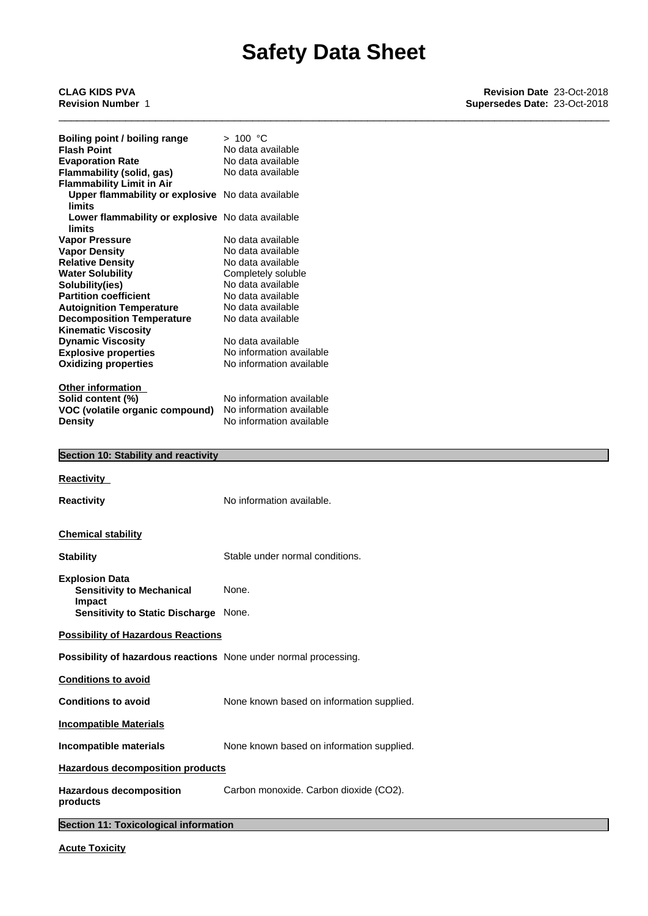| | |
|---|---|
| **Boiling point / boiling range** | > 100 °C |
| **Flash Point** | No data available |
| **Evaporation Rate** | No data available |
| **Flammability (solid, gas)** | No data available |
| **Flammability Limit in Air** | |
| **Upper flammability or explosive limits** | No data available |
| **Lower flammability or explosive limits** | No data available |
| **Vapor Pressure** | No data available |
| **Vapor Density** | No data available |
| **Relative Density** | No data available |
| **Water Solubility** | Completely soluble |
| **Solubility(ies)** | No data available |
| **Partition coefficient** | No data available |
| **Autoignition Temperature** | No data available |
| **Decomposition Temperature** | No data available |
| **Kinematic Viscosity** | |
| **Dynamic Viscosity** | No data available |
| **Explosive properties** | No information available |
| **Oxidizing properties** | No information available |

**Other information**

| | |
|---|---|
| **Solid content (%)** | No information available |
| **VOC (volatile organic compound)** | No information available |
| **Density** | No information available |

## Section 10: Stability and reactivity

**Reactivity**

**Reactivity** No information available.

**Chemical stability**

**Stability** Stable under normal conditions.

**Explosion Data**
- **Sensitivity to Mechanical Impact** None.
- **Sensitivity to Static Discharge** None.

**Possibility of Hazardous Reactions**

**Possibility of hazardous reactions** None under normal processing.

**Conditions to avoid**

**Conditions to avoid** None known based on information supplied.

**Incompatible Materials**

**Incompatible materials** None known based on information supplied.

**Hazardous decomposition products**

**Hazardous decomposition products** Carbon monoxide. Carbon dioxide ($CO_2$).

## Section 11: Toxicological information

**Acute Toxicity**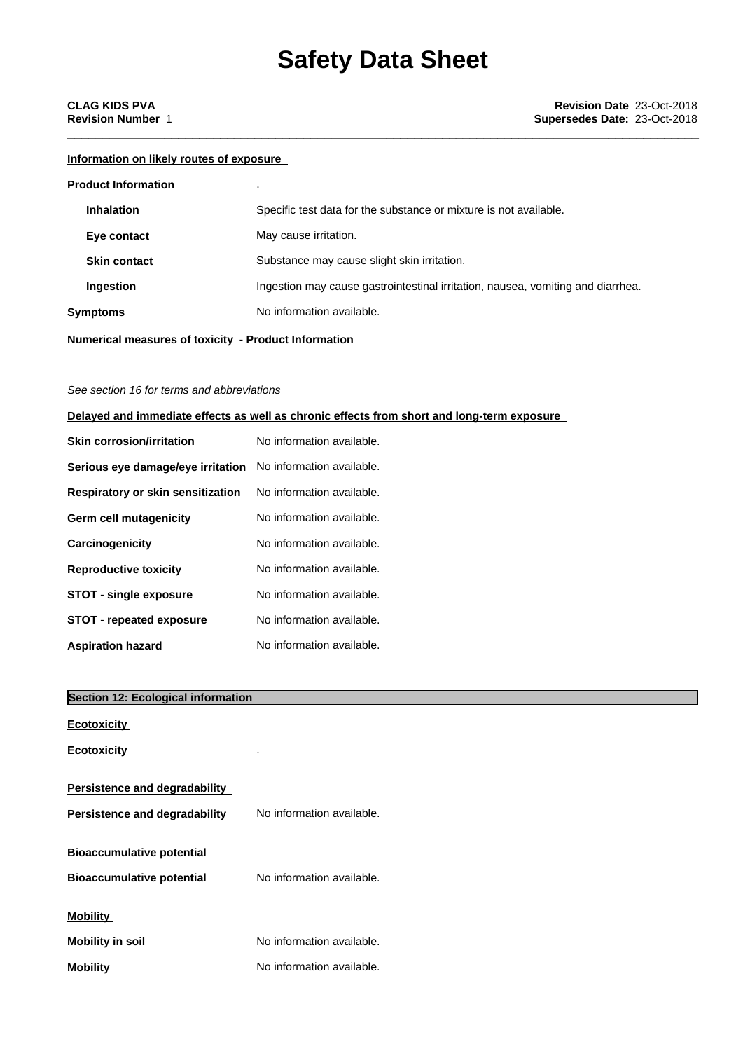**Information on likely routes of exposure**

| | |
|---|---|
| **Product Information** | . |
| **Inhalation** | Specific test data for the substance or mixture is not available. |
| **Eye contact** | May cause irritation. |
| **Skin contact** | Substance may cause slight skin irritation. |
| **Ingestion** | Ingestion may cause gastrointestinal irritation, nausea, vomiting and diarrhea. |
| **Symptoms** | No information available. |

**Numerical measures of toxicity - Product Information**

*See section 16 for terms and abbreviations*

**Delayed and immediate effects as well as chronic effects from short and long-term exposure**

| | |
|---|---|
| **Skin corrosion/irritation** | No information available. |
| **Serious eye damage/eye irritation** | No information available. |
| **Respiratory or skin sensitization** | No information available. |
| **Germ cell mutagenicity** | No information available. |
| **Carcinogenicity** | No information available. |
| **Reproductive toxicity** | No information available. |
| **STOT - single exposure** | No information available. |
| **STOT - repeated exposure** | No information available. |
| **Aspiration hazard** | No information available. |

## Section 12: Ecological information

**Ecotoxicity**

**Ecotoxicity** .

**Persistence and degradability**

**Persistence and degradability** No information available.

**Bioaccumulative potential**

**Bioaccumulative potential** No information available.

**Mobility**

| | |
|---|---|
| **Mobility in soil** | No information available. |
| **Mobility** | No information available. |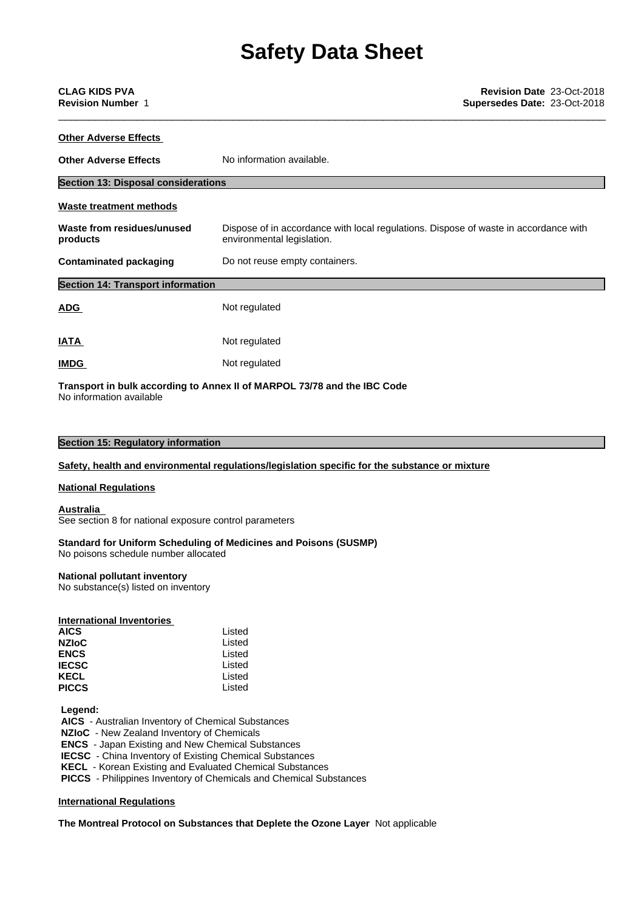# Safety Data Sheet

**CLAG KIDS PVA**
**Revision Number** 1

**Revision Date** 23-Oct-2018
**Supersedes Date:** 23-Oct-2018

**Other Adverse Effects**

| | |
|---|---|
| **Other Adverse Effects** | No information available. |

## Section 13: Disposal considerations

**Waste treatment methods**

| | |
|---|---|
| **Waste from residues/unused products** | Dispose of in accordance with local regulations. Dispose of waste in accordance with environmental legislation. |
| **Contaminated packaging** | Do not reuse empty containers. |

## Section 14: Transport information

| | |
|---|---|
| **ADG** | Not regulated |
| **IATA** | Not regulated |
| **IMDG** | Not regulated |

**Transport in bulk according to Annex II of MARPOL 73/78 and the IBC Code**
No information available

## Section 15: Regulatory information

**Safety, health and environmental regulations/legislation specific for the substance or mixture**

**National Regulations**

**Australia**
See section 8 for national exposure control parameters

**Standard for Uniform Scheduling of Medicines and Poisons (SUSMP)**
No poisons schedule number allocated

**National pollutant inventory**
No substance(s) listed on inventory

**International Inventories**

| | |
|---|---|
| **AICS** | Listed |
| **NZIoC** | Listed |
| **ENCS** | Listed |
| **IECSC** | Listed |
| **KECL** | Listed |
| **PICCS** | Listed |

**Legend:**
**AICS** - Australian Inventory of Chemical Substances
**NZIoC** - New Zealand Inventory of Chemicals
**ENCS** - Japan Existing and New Chemical Substances
**IECSC** - China Inventory of Existing Chemical Substances
**KECL** - Korean Existing and Evaluated Chemical Substances
**PICCS** - Philippines Inventory of Chemicals and Chemical Substances

**International Regulations**

**The Montreal Protocol on Substances that Deplete the Ozone Layer** Not applicable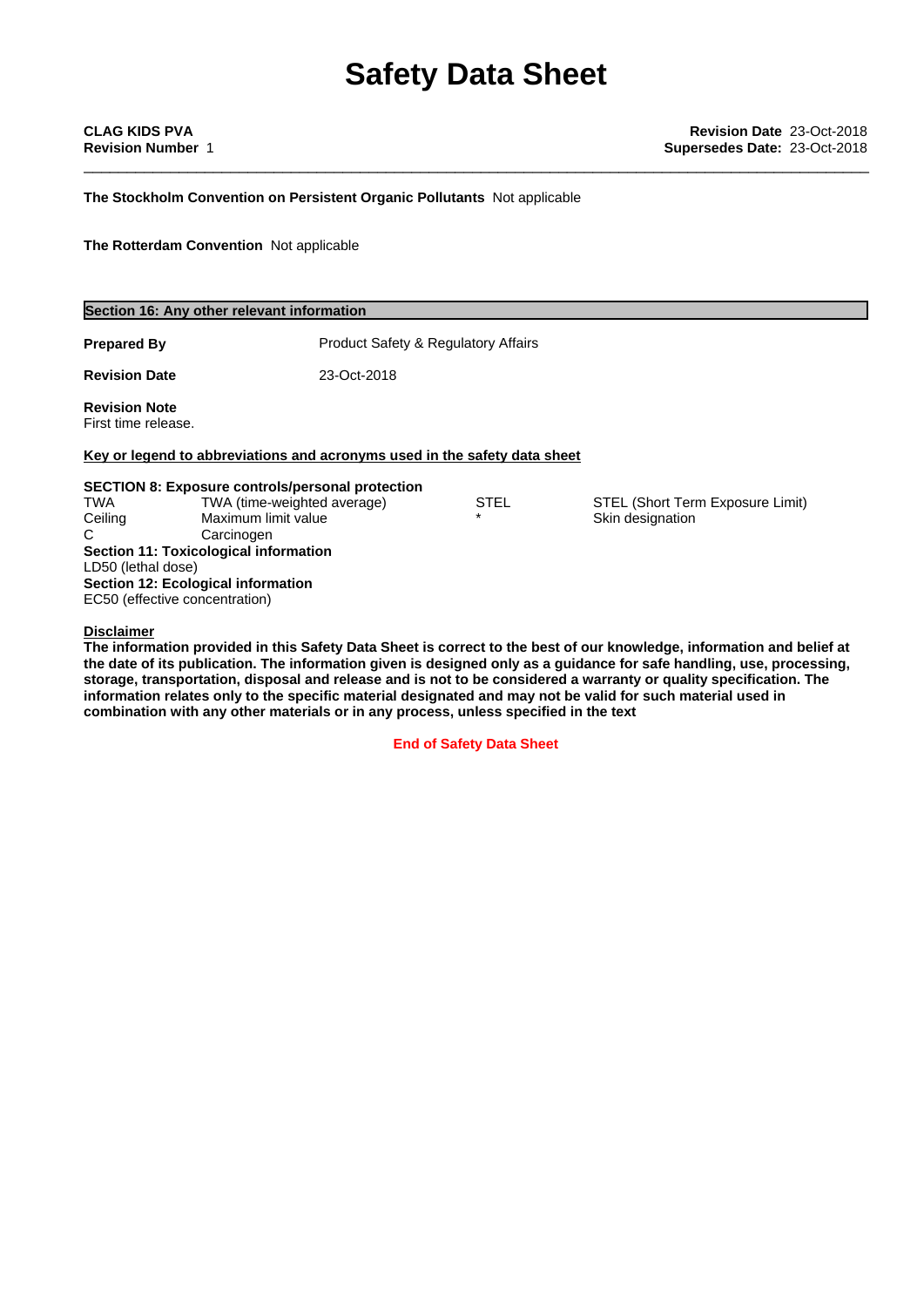The Stockholm Convention on Persistent Organic Pollutants Not applicable

The Rotterdam Convention Not applicable

## Section 16: Any other relevant information

**Prepared By** Product Safety & Regulatory Affairs

**Revision Date** 23-Oct-2018

**Revision Note**
First time release.

**Key or legend to abbreviations and acronyms used in the safety data sheet**

**SECTION 8: Exposure controls/personal protection**

| | | | |
|---|---|---|---|
| TWA | TWA (time-weighted average) | STEL | STEL (Short Term Exposure Limit) |
| Ceiling | Maximum limit value | * | Skin designation |
| C | Carcinogen | | |

**Section 11: Toxicological information**
LD50 (lethal dose)

**Section 12: Ecological information**
EC50 (effective concentration)

**Disclaimer**
**The information provided in this Safety Data Sheet is correct to the best of our knowledge, information and belief at the date of its publication. The information given is designed only as a guidance for safe handling, use, processing, storage, transportation, disposal and release and is not to be considered a warranty or quality specification. The information relates only to the specific material designated and may not be valid for such material used in combination with any other materials or in any process, unless specified in the text**

**End of Safety Data Sheet**